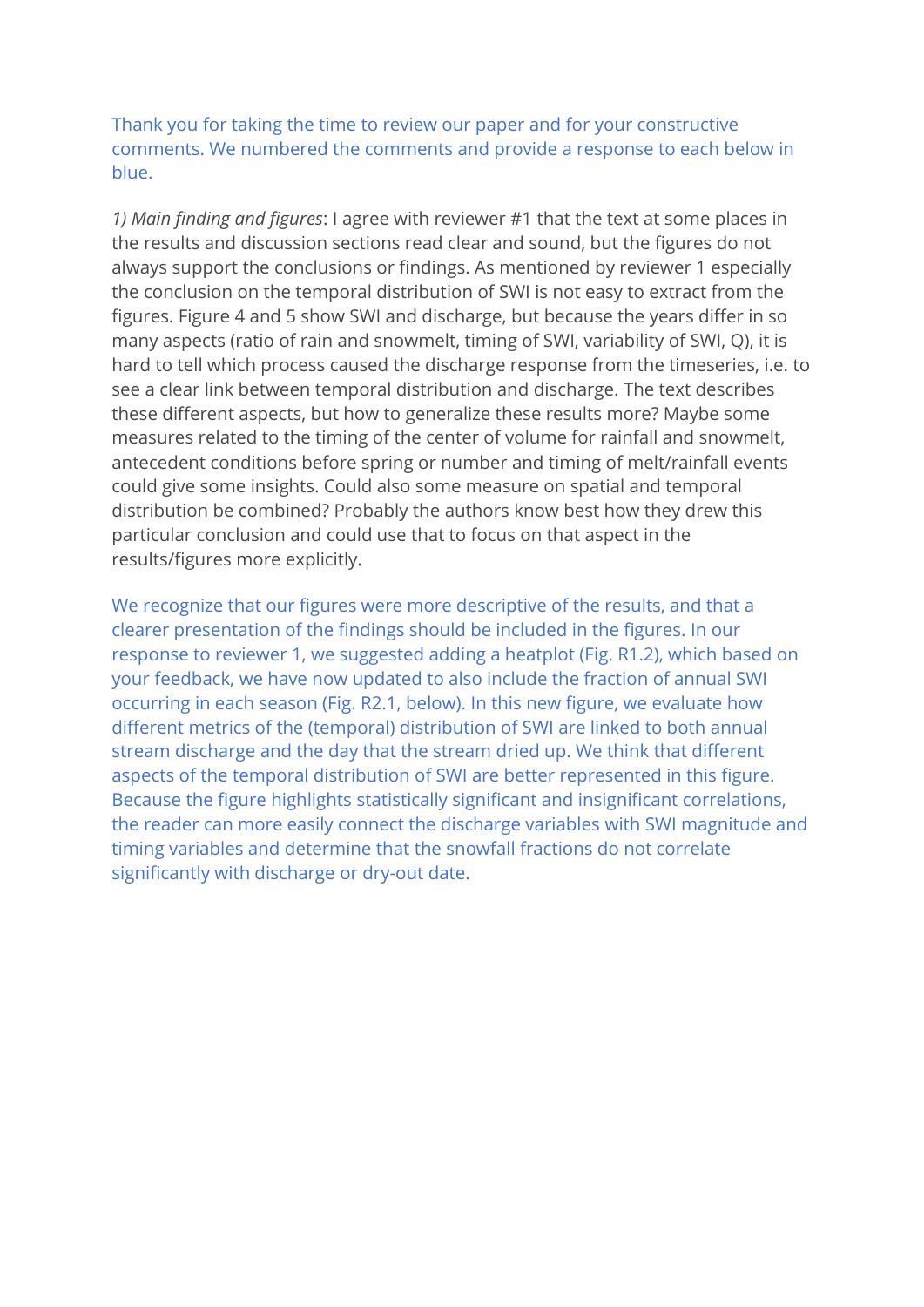Thank you for taking the time to review our paper and for your constructive comments. We numbered the comments and provide a response to each below in blue.

*1) Main finding and figures*: I agree with reviewer #1 that the text at some places in the results and discussion sections read clear and sound, but the figures do not always support the conclusions or findings. As mentioned by reviewer 1 especially the conclusion on the temporal distribution of SWI is not easy to extract from the figures. Figure 4 and 5 show SWI and discharge, but because the years differ in so many aspects (ratio of rain and snowmelt, timing of SWI, variability of SWI, Q), it is hard to tell which process caused the discharge response from the timeseries, i.e. to see a clear link between temporal distribution and discharge. The text describes these different aspects, but how to generalize these results more? Maybe some measures related to the timing of the center of volume for rainfall and snowmelt, antecedent conditions before spring or number and timing of melt/rainfall events could give some insights. Could also some measure on spatial and temporal distribution be combined? Probably the authors know best how they drew this particular conclusion and could use that to focus on that aspect in the results/figures more explicitly.

We recognize that our figures were more descriptive of the results, and that a clearer presentation of the findings should be included in the figures. In our response to reviewer 1, we suggested adding a heatplot (Fig. R1.2), which based on your feedback, we have now updated to also include the fraction of annual SWI occurring in each season (Fig. R2.1, below). In this new figure, we evaluate how different metrics of the (temporal) distribution of SWI are linked to both annual stream discharge and the day that the stream dried up. We think that different aspects of the temporal distribution of SWI are better represented in this figure. Because the figure highlights statistically significant and insignificant correlations, the reader can more easily connect the discharge variables with SWI magnitude and timing variables and determine that the snowfall fractions do not correlate significantly with discharge or dry-out date.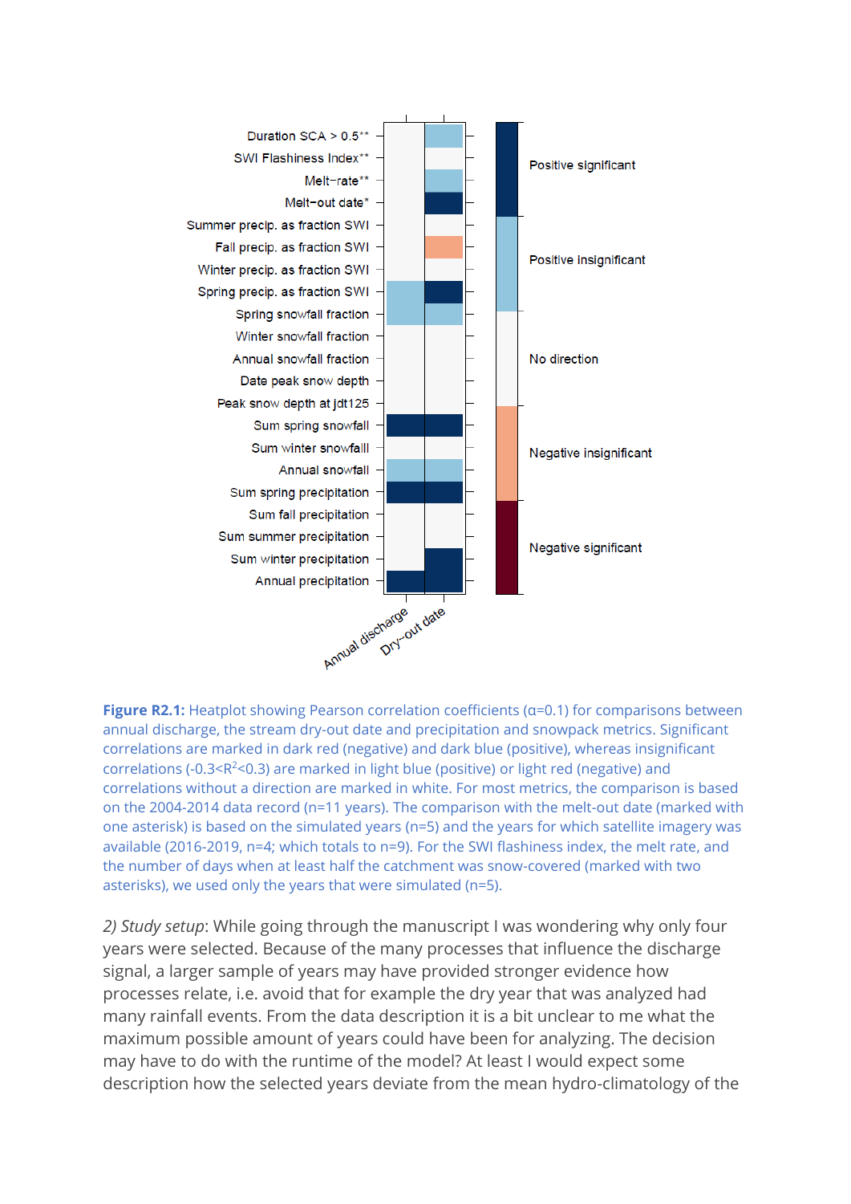Duration SCA > 0.5**
SWI Flashiness Index**
Melt−rate**
Melt−out date*
Summer precip. as fraction SWI
Fall precip. as fraction SWI
Winter precip. as fraction SWI
Spring precip. as fraction SWI
Spring snowfall fraction
Winter snowfall fraction
Annual snowfall fraction
Date peak snow depth
Peak snow depth at jdt125
Sum spring snowfall
Sum winter snowfalll
Annual snowfall
Sum spring precipitation
Sum fall precipitation
Sum summer precipitation
Sum winter precipitation
Annual precipitation

Annual discharge
Dry−out date

Positive significant
Positive insignificant
No direction
Negative insignificant
Negative significant

**Figure R2.1:** Heatplot showing Pearson correlation coefficients (α=0.1) for comparisons between annual discharge, the stream dry-out date and precipitation and snowpack metrics. Significant correlations are marked in dark red (negative) and dark blue (positive), whereas insignificant correlations ($-0.3<R^2<0.3$) are marked in light blue (positive) or light red (negative) and correlations without a direction are marked in white. For most metrics, the comparison is based on the 2004-2014 data record (n=11 years). The comparison with the melt-out date (marked with one asterisk) is based on the simulated years (n=5) and the years for which satellite imagery was available (2016-2019, n=4; which totals to n=9). For the SWI flashiness index, the melt rate, and the number of days when at least half the catchment was snow-covered (marked with two asterisks), we used only the years that were simulated (n=5).

*2) Study setup*: While going through the manuscript I was wondering why only four years were selected. Because of the many processes that influence the discharge signal, a larger sample of years may have provided stronger evidence how processes relate, i.e. avoid that for example the dry year that was analyzed had many rainfall events. From the data description it is a bit unclear to me what the maximum possible amount of years could have been for analyzing. The decision may have to do with the runtime of the model? At least I would expect some description how the selected years deviate from the mean hydro-climatology of the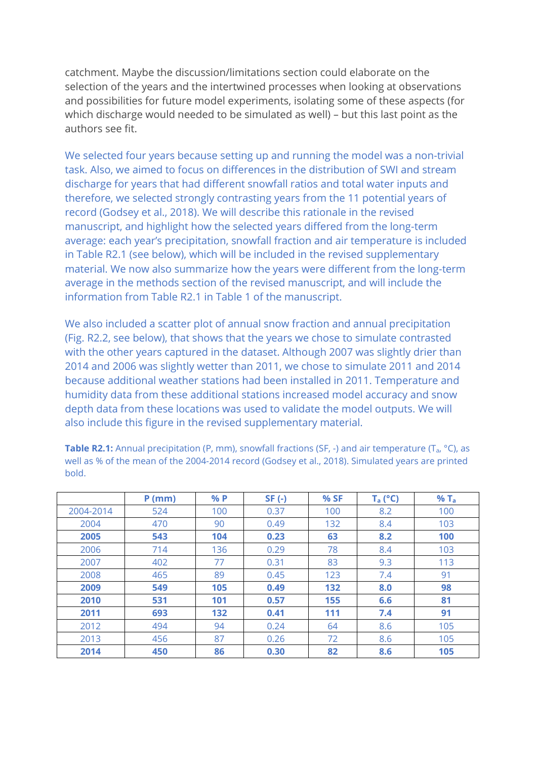catchment. Maybe the discussion/limitations section could elaborate on the selection of the years and the intertwined processes when looking at observations and possibilities for future model experiments, isolating some of these aspects (for which discharge would needed to be simulated as well) – but this last point as the authors see fit.

We selected four years because setting up and running the model was a non-trivial task. Also, we aimed to focus on differences in the distribution of SWI and stream discharge for years that had different snowfall ratios and total water inputs and therefore, we selected strongly contrasting years from the 11 potential years of record (Godsey et al., 2018). We will describe this rationale in the revised manuscript, and highlight how the selected years differed from the long-term average: each year's precipitation, snowfall fraction and air temperature is included in Table R2.1 (see below), which will be included in the revised supplementary material. We now also summarize how the years were different from the long-term average in the methods section of the revised manuscript, and will include the information from Table R2.1 in Table 1 of the manuscript.

We also included a scatter plot of annual snow fraction and annual precipitation (Fig. R2.2, see below), that shows that the years we chose to simulate contrasted with the other years captured in the dataset. Although 2007 was slightly drier than 2014 and 2006 was slightly wetter than 2011, we chose to simulate 2011 and 2014 because additional weather stations had been installed in 2011. Temperature and humidity data from these additional stations increased model accuracy and snow depth data from these locations was used to validate the model outputs. We will also include this figure in the revised supplementary material.

**Table R2.1:** Annual precipitation (P, mm), snowfall fractions (SF, -) and air temperature ($T_a$, °C), as well as % of the mean of the 2004-2014 record (Godsey et al., 2018). Simulated years are printed bold.

| | P (mm) | % P | SF (-) | % SF | $T_a$ (°C) | % $T_a$ |
|---|---|---|---|---|---|---|
| 2004-2014 | 524 | 100 | 0.37 | 100 | 8.2 | 100 |
| 2004 | 470 | 90 | 0.49 | 132 | 8.4 | 103 |
| **2005** | **543** | **104** | **0.23** | **63** | **8.2** | **100** |
| 2006 | 714 | 136 | 0.29 | 78 | 8.4 | 103 |
| 2007 | 402 | 77 | 0.31 | 83 | 9.3 | 113 |
| 2008 | 465 | 89 | 0.45 | 123 | 7.4 | 91 |
| **2009** | **549** | **105** | **0.49** | **132** | **8.0** | **98** |
| **2010** | **531** | **101** | **0.57** | **155** | **6.6** | **81** |
| **2011** | **693** | **132** | **0.41** | **111** | **7.4** | **91** |
| 2012 | 494 | 94 | 0.24 | 64 | 8.6 | 105 |
| 2013 | 456 | 87 | 0.26 | 72 | 8.6 | 105 |
| **2014** | **450** | **86** | **0.30** | **82** | **8.6** | **105** |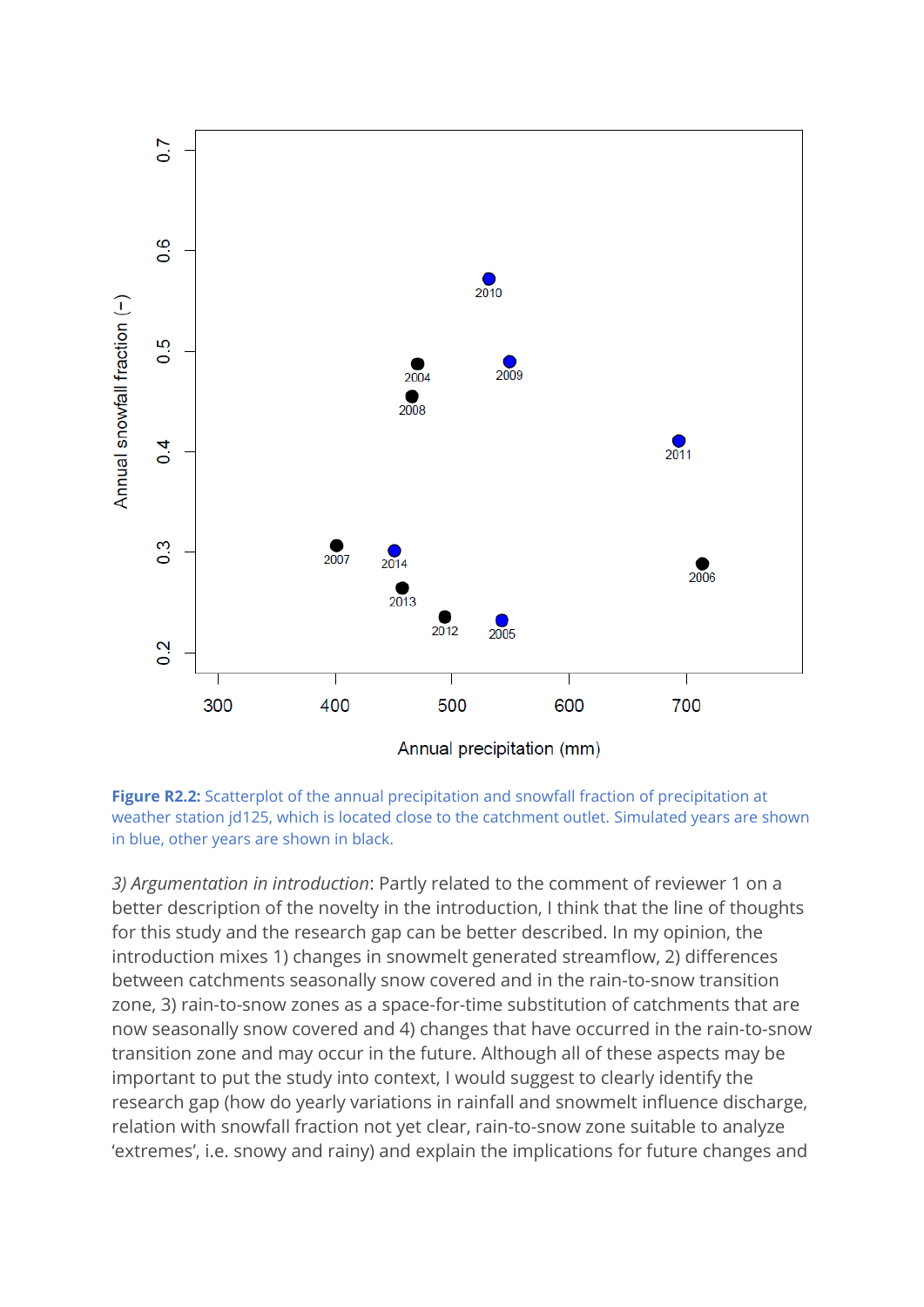0.7
0.6
0.5
0.4
0.3
0.2

Annual snowfall fraction (−)

2010
2004
2009
2008
2011
2007
2014
2006
2013
2012
2005

300
400
500
600
700

Annual precipitation (mm)

**Figure R2.2:** Scatterplot of the annual precipitation and snowfall fraction of precipitation at weather station jd125, which is located close to the catchment outlet. Simulated years are shown in blue, other years are shown in black.

*3) Argumentation in introduction*: Partly related to the comment of reviewer 1 on a better description of the novelty in the introduction, I think that the line of thoughts for this study and the research gap can be better described. In my opinion, the introduction mixes 1) changes in snowmelt generated streamflow, 2) differences between catchments seasonally snow covered and in the rain-to-snow transition zone, 3) rain-to-snow zones as a space-for-time substitution of catchments that are now seasonally snow covered and 4) changes that have occurred in the rain-to-snow transition zone and may occur in the future. Although all of these aspects may be important to put the study into context, I would suggest to clearly identify the research gap (how do yearly variations in rainfall and snowmelt influence discharge, relation with snowfall fraction not yet clear, rain-to-snow zone suitable to analyze 'extremes', i.e. snowy and rainy) and explain the implications for future changes and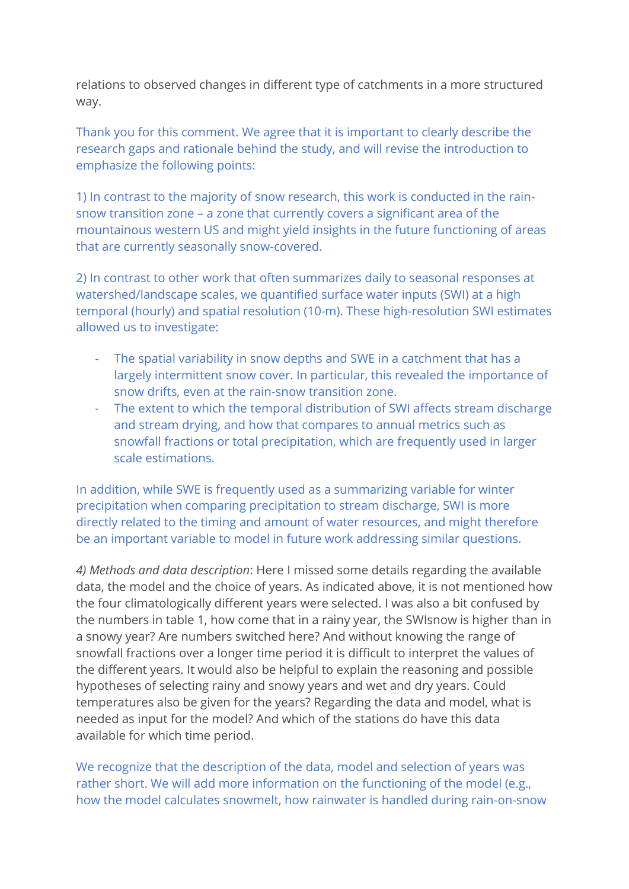relations to observed changes in different type of catchments in a more structured way.

Thank you for this comment. We agree that it is important to clearly describe the research gaps and rationale behind the study, and will revise the introduction to emphasize the following points:

1) In contrast to the majority of snow research, this work is conducted in the rain-snow transition zone – a zone that currently covers a significant area of the mountainous western US and might yield insights in the future functioning of areas that are currently seasonally snow-covered.

2) In contrast to other work that often summarizes daily to seasonal responses at watershed/landscape scales, we quantified surface water inputs (SWI) at a high temporal (hourly) and spatial resolution (10-m). These high-resolution SWI estimates allowed us to investigate:

- The spatial variability in snow depths and SWE in a catchment that has a largely intermittent snow cover. In particular, this revealed the importance of snow drifts, even at the rain-snow transition zone.
- The extent to which the temporal distribution of SWI affects stream discharge and stream drying, and how that compares to annual metrics such as snowfall fractions or total precipitation, which are frequently used in larger scale estimations.

In addition, while SWE is frequently used as a summarizing variable for winter precipitation when comparing precipitation to stream discharge, SWI is more directly related to the timing and amount of water resources, and might therefore be an important variable to model in future work addressing similar questions.

*4) Methods and data description*: Here I missed some details regarding the available data, the model and the choice of years. As indicated above, it is not mentioned how the four climatologically different years were selected. I was also a bit confused by the numbers in table 1, how come that in a rainy year, the SWIsnow is higher than in a snowy year? Are numbers switched here? And without knowing the range of snowfall fractions over a longer time period it is difficult to interpret the values of the different years. It would also be helpful to explain the reasoning and possible hypotheses of selecting rainy and snowy years and wet and dry years. Could temperatures also be given for the years? Regarding the data and model, what is needed as input for the model? And which of the stations do have this data available for which time period.

We recognize that the description of the data, model and selection of years was rather short. We will add more information on the functioning of the model (e.g., how the model calculates snowmelt, how rainwater is handled during rain-on-snow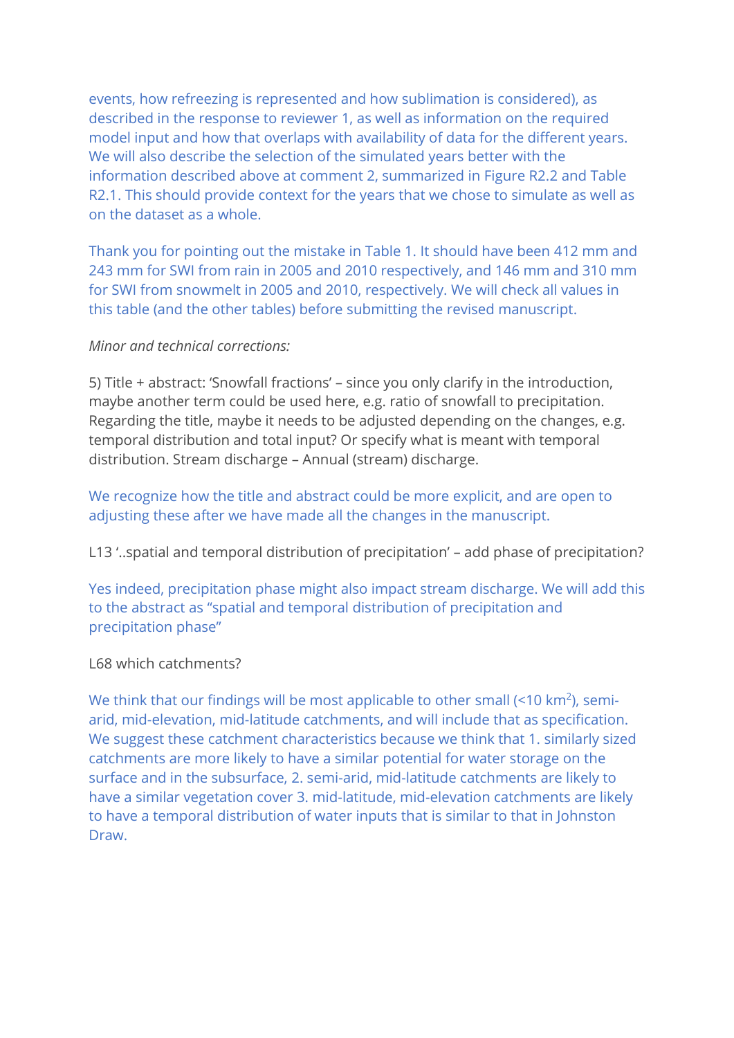events, how refreezing is represented and how sublimation is considered), as described in the response to reviewer 1, as well as information on the required model input and how that overlaps with availability of data for the different years. We will also describe the selection of the simulated years better with the information described above at comment 2, summarized in Figure R2.2 and Table R2.1. This should provide context for the years that we chose to simulate as well as on the dataset as a whole.

Thank you for pointing out the mistake in Table 1. It should have been 412 mm and 243 mm for SWI from rain in 2005 and 2010 respectively, and 146 mm and 310 mm for SWI from snowmelt in 2005 and 2010, respectively. We will check all values in this table (and the other tables) before submitting the revised manuscript.

*Minor and technical corrections:*

5) Title + abstract: 'Snowfall fractions' – since you only clarify in the introduction, maybe another term could be used here, e.g. ratio of snowfall to precipitation. Regarding the title, maybe it needs to be adjusted depending on the changes, e.g. temporal distribution and total input? Or specify what is meant with temporal distribution. Stream discharge – Annual (stream) discharge.

We recognize how the title and abstract could be more explicit, and are open to adjusting these after we have made all the changes in the manuscript.

L13 '..spatial and temporal distribution of precipitation' – add phase of precipitation?

Yes indeed, precipitation phase might also impact stream discharge. We will add this to the abstract as "spatial and temporal distribution of precipitation and precipitation phase"

L68 which catchments?

We think that our findings will be most applicable to other small (<10 km$^2$), semi-arid, mid-elevation, mid-latitude catchments, and will include that as specification. We suggest these catchment characteristics because we think that 1. similarly sized catchments are more likely to have a similar potential for water storage on the surface and in the subsurface, 2. semi-arid, mid-latitude catchments are likely to have a similar vegetation cover 3. mid-latitude, mid-elevation catchments are likely to have a temporal distribution of water inputs that is similar to that in Johnston Draw.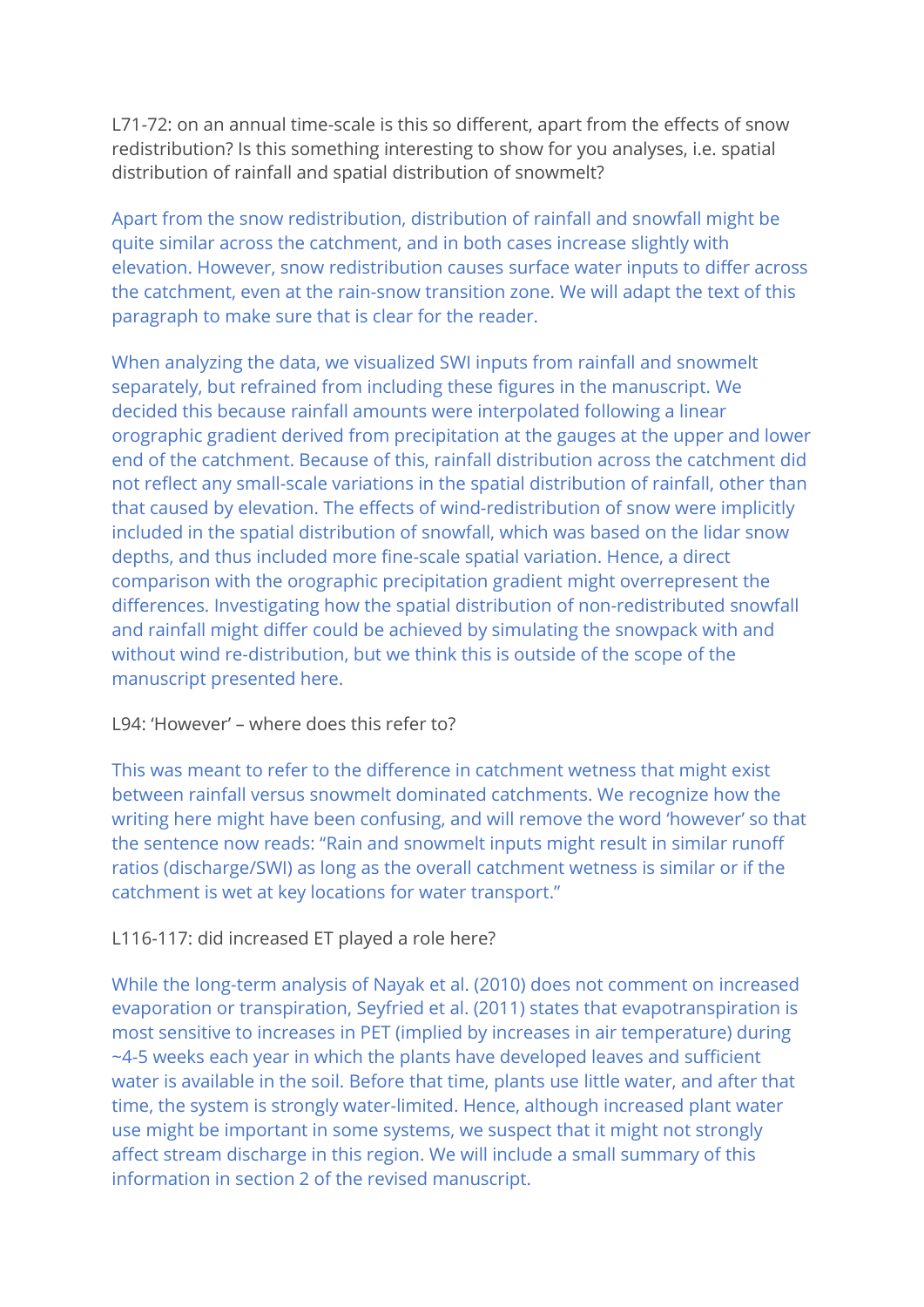L71-72: on an annual time-scale is this so different, apart from the effects of snow redistribution? Is this something interesting to show for you analyses, i.e. spatial distribution of rainfall and spatial distribution of snowmelt?

Apart from the snow redistribution, distribution of rainfall and snowfall might be quite similar across the catchment, and in both cases increase slightly with elevation. However, snow redistribution causes surface water inputs to differ across the catchment, even at the rain-snow transition zone. We will adapt the text of this paragraph to make sure that is clear for the reader.

When analyzing the data, we visualized SWI inputs from rainfall and snowmelt separately, but refrained from including these figures in the manuscript. We decided this because rainfall amounts were interpolated following a linear orographic gradient derived from precipitation at the gauges at the upper and lower end of the catchment. Because of this, rainfall distribution across the catchment did not reflect any small-scale variations in the spatial distribution of rainfall, other than that caused by elevation. The effects of wind-redistribution of snow were implicitly included in the spatial distribution of snowfall, which was based on the lidar snow depths, and thus included more fine-scale spatial variation. Hence, a direct comparison with the orographic precipitation gradient might overrepresent the differences. Investigating how the spatial distribution of non-redistributed snowfall and rainfall might differ could be achieved by simulating the snowpack with and without wind re-distribution, but we think this is outside of the scope of the manuscript presented here.

L94: 'However' – where does this refer to?

This was meant to refer to the difference in catchment wetness that might exist between rainfall versus snowmelt dominated catchments. We recognize how the writing here might have been confusing, and will remove the word 'however' so that the sentence now reads: "Rain and snowmelt inputs might result in similar runoff ratios (discharge/SWI) as long as the overall catchment wetness is similar or if the catchment is wet at key locations for water transport."

L116-117: did increased ET played a role here?

While the long-term analysis of Nayak et al. (2010) does not comment on increased evaporation or transpiration, Seyfried et al. (2011) states that evapotranspiration is most sensitive to increases in PET (implied by increases in air temperature) during ~4-5 weeks each year in which the plants have developed leaves and sufficient water is available in the soil. Before that time, plants use little water, and after that time, the system is strongly water-limited. Hence, although increased plant water use might be important in some systems, we suspect that it might not strongly affect stream discharge in this region. We will include a small summary of this information in section 2 of the revised manuscript.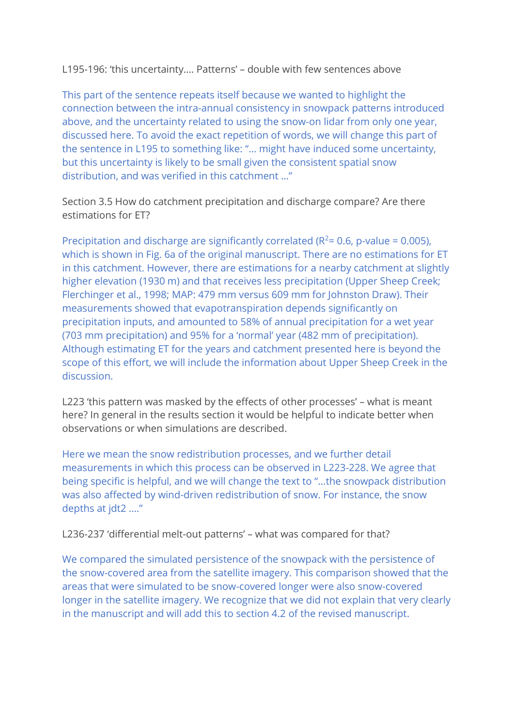L195-196: 'this uncertainty.... Patterns' – double with few sentences above

This part of the sentence repeats itself because we wanted to highlight the connection between the intra-annual consistency in snowpack patterns introduced above, and the uncertainty related to using the snow-on lidar from only one year, discussed here. To avoid the exact repetition of words, we will change this part of the sentence in L195 to something like: "… might have induced some uncertainty, but this uncertainty is likely to be small given the consistent spatial snow distribution, and was verified in this catchment …"

Section 3.5 How do catchment precipitation and discharge compare? Are there estimations for ET?

Precipitation and discharge are significantly correlated ($R^2$= 0.6, p-value = 0.005), which is shown in Fig. 6a of the original manuscript. There are no estimations for ET in this catchment. However, there are estimations for a nearby catchment at slightly higher elevation (1930 m) and that receives less precipitation (Upper Sheep Creek; Flerchinger et al., 1998; MAP: 479 mm versus 609 mm for Johnston Draw). Their measurements showed that evapotranspiration depends significantly on precipitation inputs, and amounted to 58% of annual precipitation for a wet year (703 mm precipitation) and 95% for a 'normal' year (482 mm of precipitation). Although estimating ET for the years and catchment presented here is beyond the scope of this effort, we will include the information about Upper Sheep Creek in the discussion.

L223 'this pattern was masked by the effects of other processes' – what is meant here? In general in the results section it would be helpful to indicate better when observations or when simulations are described.

Here we mean the snow redistribution processes, and we further detail measurements in which this process can be observed in L223-228. We agree that being specific is helpful, and we will change the text to "…the snowpack distribution was also affected by wind-driven redistribution of snow. For instance, the snow depths at jdt2 …."

L236-237 'differential melt-out patterns' – what was compared for that?

We compared the simulated persistence of the snowpack with the persistence of the snow-covered area from the satellite imagery. This comparison showed that the areas that were simulated to be snow-covered longer were also snow-covered longer in the satellite imagery. We recognize that we did not explain that very clearly in the manuscript and will add this to section 4.2 of the revised manuscript.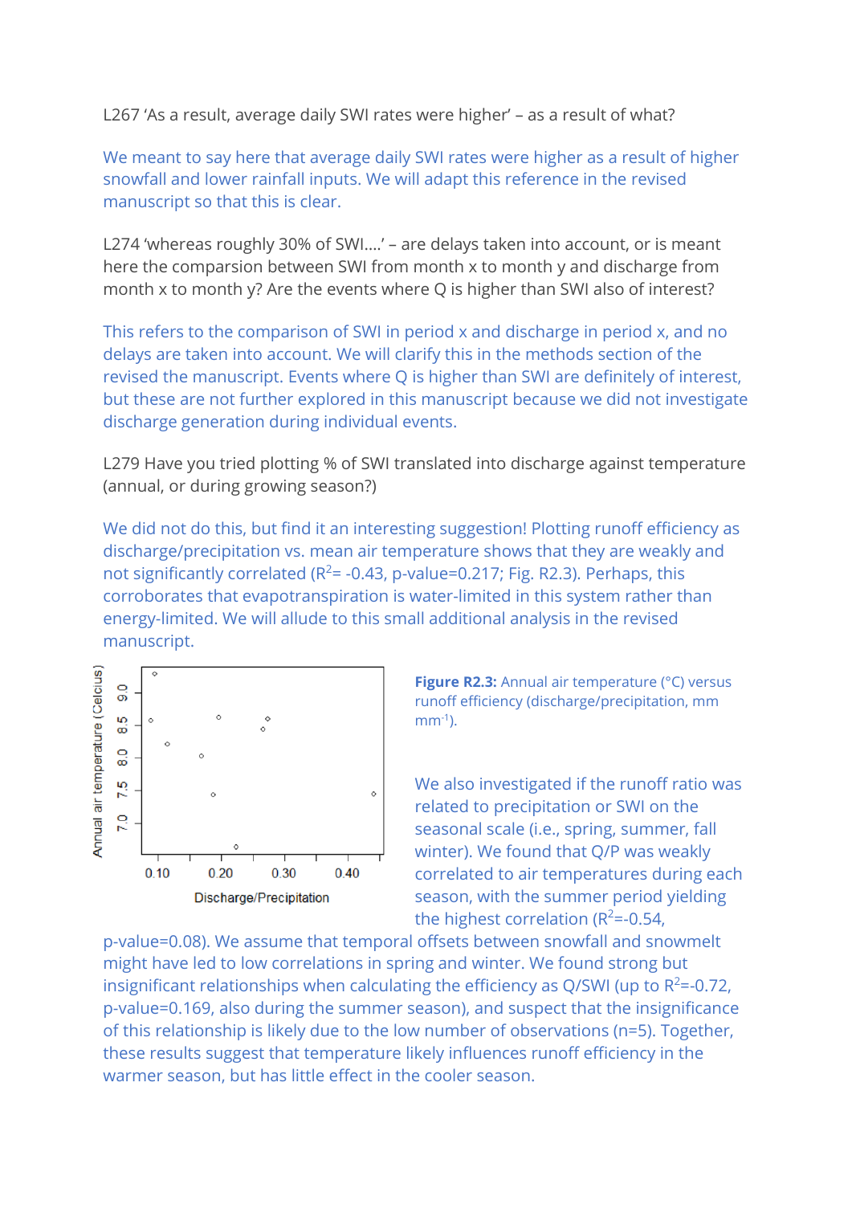L267 'As a result, average daily SWI rates were higher' – as a result of what?

We meant to say here that average daily SWI rates were higher as a result of higher snowfall and lower rainfall inputs. We will adapt this reference in the revised manuscript so that this is clear.

L274 'whereas roughly 30% of SWI....' – are delays taken into account, or is meant here the comparsion between SWI from month x to month y and discharge from month x to month y? Are the events where Q is higher than SWI also of interest?

This refers to the comparison of SWI in period x and discharge in period x, and no delays are taken into account. We will clarify this in the methods section of the revised the manuscript. Events where Q is higher than SWI are definitely of interest, but these are not further explored in this manuscript because we did not investigate discharge generation during individual events.

L279 Have you tried plotting % of SWI translated into discharge against temperature (annual, or during growing season?)

We did not do this, but find it an interesting suggestion! Plotting runoff efficiency as discharge/precipitation vs. mean air temperature shows that they are weakly and not significantly correlated ($R^2$= -0.43, p-value=0.217; Fig. R2.3). Perhaps, this corroborates that evapotranspiration is water-limited in this system rather than energy-limited. We will allude to this small additional analysis in the revised manuscript.

Annual air temperature (Celcius)
9.0
8.5
8.0
7.5
7.0
0.10
0.20
0.30
0.40
Discharge/Precipitation

**Figure R2.3:** Annual air temperature (°C) versus runoff efficiency (discharge/precipitation, mm $mm^{-1}$).

We also investigated if the runoff ratio was related to precipitation or SWI on the seasonal scale (i.e., spring, summer, fall winter). We found that Q/P was weakly correlated to air temperatures during each season, with the summer period yielding the highest correlation ($R^2$=-0.54, p-value=0.08). We assume that temporal offsets between snowfall and snowmelt might have led to low correlations in spring and winter. We found strong but insignificant relationships when calculating the efficiency as Q/SWI (up to $R^2$=-0.72, p-value=0.169, also during the summer season), and suspect that the insignificance of this relationship is likely due to the low number of observations (n=5). Together, these results suggest that temperature likely influences runoff efficiency in the warmer season, but has little effect in the cooler season.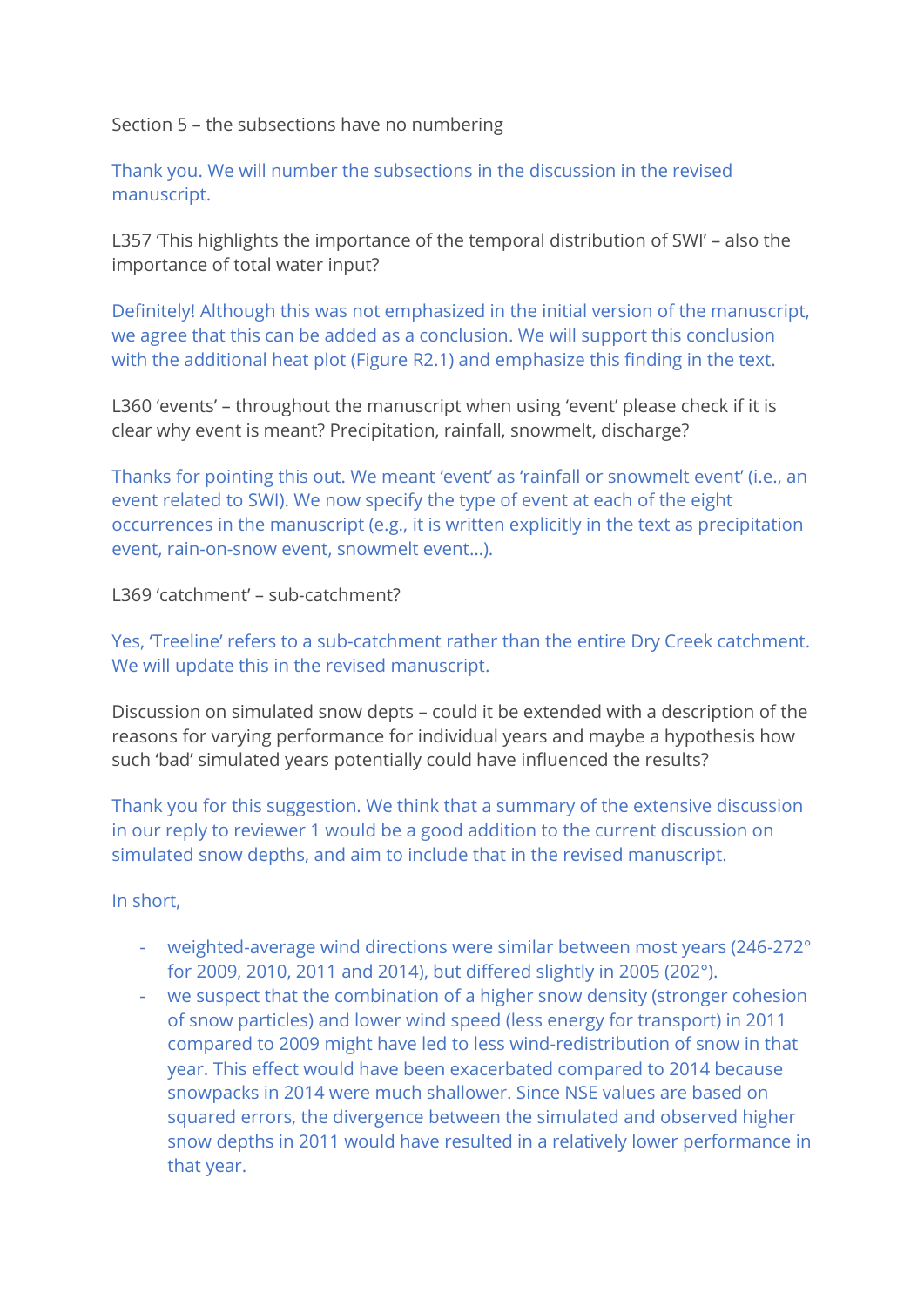Section 5 – the subsections have no numbering

Thank you. We will number the subsections in the discussion in the revised manuscript.

L357 'This highlights the importance of the temporal distribution of SWI' – also the importance of total water input?

Definitely! Although this was not emphasized in the initial version of the manuscript, we agree that this can be added as a conclusion. We will support this conclusion with the additional heat plot (Figure R2.1) and emphasize this finding in the text.

L360 'events' – throughout the manuscript when using 'event' please check if it is clear why event is meant? Precipitation, rainfall, snowmelt, discharge?

Thanks for pointing this out. We meant 'event' as 'rainfall or snowmelt event' (i.e., an event related to SWI). We now specify the type of event at each of the eight occurrences in the manuscript (e.g., it is written explicitly in the text as precipitation event, rain-on-snow event, snowmelt event…).

L369 'catchment' – sub-catchment?

Yes, 'Treeline' refers to a sub-catchment rather than the entire Dry Creek catchment. We will update this in the revised manuscript.

Discussion on simulated snow depts – could it be extended with a description of the reasons for varying performance for individual years and maybe a hypothesis how such 'bad' simulated years potentially could have influenced the results?

Thank you for this suggestion. We think that a summary of the extensive discussion in our reply to reviewer 1 would be a good addition to the current discussion on simulated snow depths, and aim to include that in the revised manuscript.

In short,

- weighted-average wind directions were similar between most years (246-272° for 2009, 2010, 2011 and 2014), but differed slightly in 2005 (202°).
- we suspect that the combination of a higher snow density (stronger cohesion of snow particles) and lower wind speed (less energy for transport) in 2011 compared to 2009 might have led to less wind-redistribution of snow in that year. This effect would have been exacerbated compared to 2014 because snowpacks in 2014 were much shallower. Since NSE values are based on squared errors, the divergence between the simulated and observed higher snow depths in 2011 would have resulted in a relatively lower performance in that year.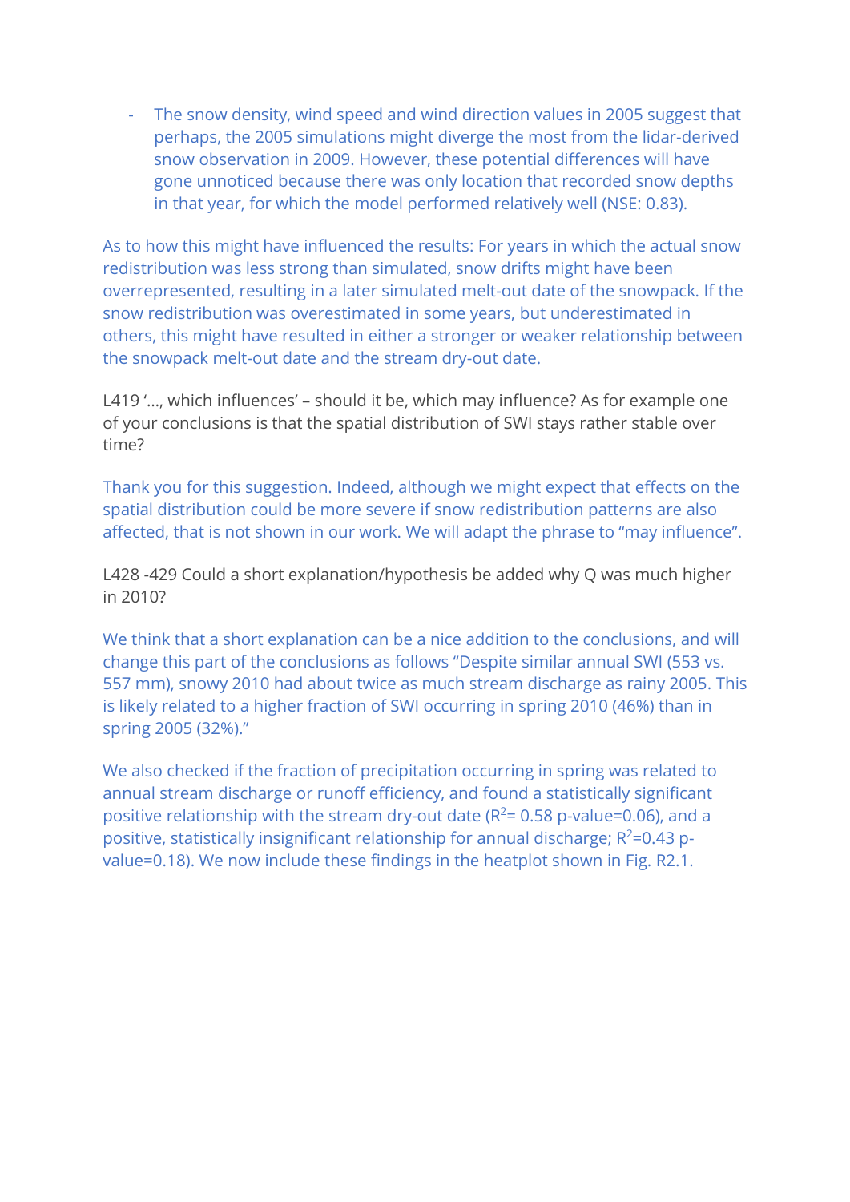- The snow density, wind speed and wind direction values in 2005 suggest that perhaps, the 2005 simulations might diverge the most from the lidar-derived snow observation in 2009. However, these potential differences will have gone unnoticed because there was only location that recorded snow depths in that year, for which the model performed relatively well (NSE: 0.83).

As to how this might have influenced the results: For years in which the actual snow redistribution was less strong than simulated, snow drifts might have been overrepresented, resulting in a later simulated melt-out date of the snowpack. If the snow redistribution was overestimated in some years, but underestimated in others, this might have resulted in either a stronger or weaker relationship between the snowpack melt-out date and the stream dry-out date.

L419 '..., which influences' – should it be, which may influence? As for example one of your conclusions is that the spatial distribution of SWI stays rather stable over time?

Thank you for this suggestion. Indeed, although we might expect that effects on the spatial distribution could be more severe if snow redistribution patterns are also affected, that is not shown in our work. We will adapt the phrase to "may influence".

L428 -429 Could a short explanation/hypothesis be added why Q was much higher in 2010?

We think that a short explanation can be a nice addition to the conclusions, and will change this part of the conclusions as follows "Despite similar annual SWI (553 vs. 557 mm), snowy 2010 had about twice as much stream discharge as rainy 2005. This is likely related to a higher fraction of SWI occurring in spring 2010 (46%) than in spring 2005 (32%)."

We also checked if the fraction of precipitation occurring in spring was related to annual stream discharge or runoff efficiency, and found a statistically significant positive relationship with the stream dry-out date ($R^2$= 0.58 p-value=0.06), and a positive, statistically insignificant relationship for annual discharge; $R^2$=0.43 p-value=0.18). We now include these findings in the heatplot shown in Fig. R2.1.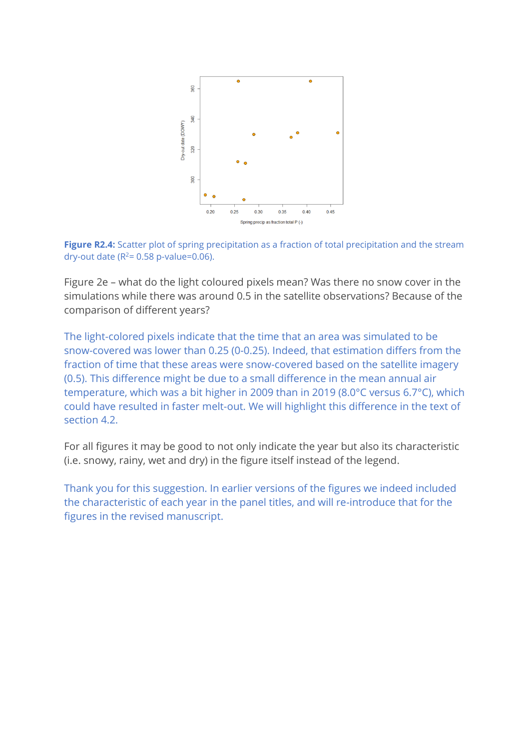Dry-out date (DOWY)

360
340
320
300

0.20 0.25 0.30 0.35 0.40 0.45

Spring precip as fraction total P (-)

**Figure R2.4:** Scatter plot of spring precipitation as a fraction of total precipitation and the stream dry-out date ($R^2$= 0.58 p-value=0.06).

Figure 2e – what do the light coloured pixels mean? Was there no snow cover in the simulations while there was around 0.5 in the satellite observations? Because of the comparison of different years?

The light-colored pixels indicate that the time that an area was simulated to be snow-covered was lower than 0.25 (0-0.25). Indeed, that estimation differs from the fraction of time that these areas were snow-covered based on the satellite imagery (0.5). This difference might be due to a small difference in the mean annual air temperature, which was a bit higher in 2009 than in 2019 (8.0°C versus 6.7°C), which could have resulted in faster melt-out. We will highlight this difference in the text of section 4.2.

For all figures it may be good to not only indicate the year but also its characteristic (i.e. snowy, rainy, wet and dry) in the figure itself instead of the legend.

Thank you for this suggestion. In earlier versions of the figures we indeed included the characteristic of each year in the panel titles, and will re-introduce that for the figures in the revised manuscript.